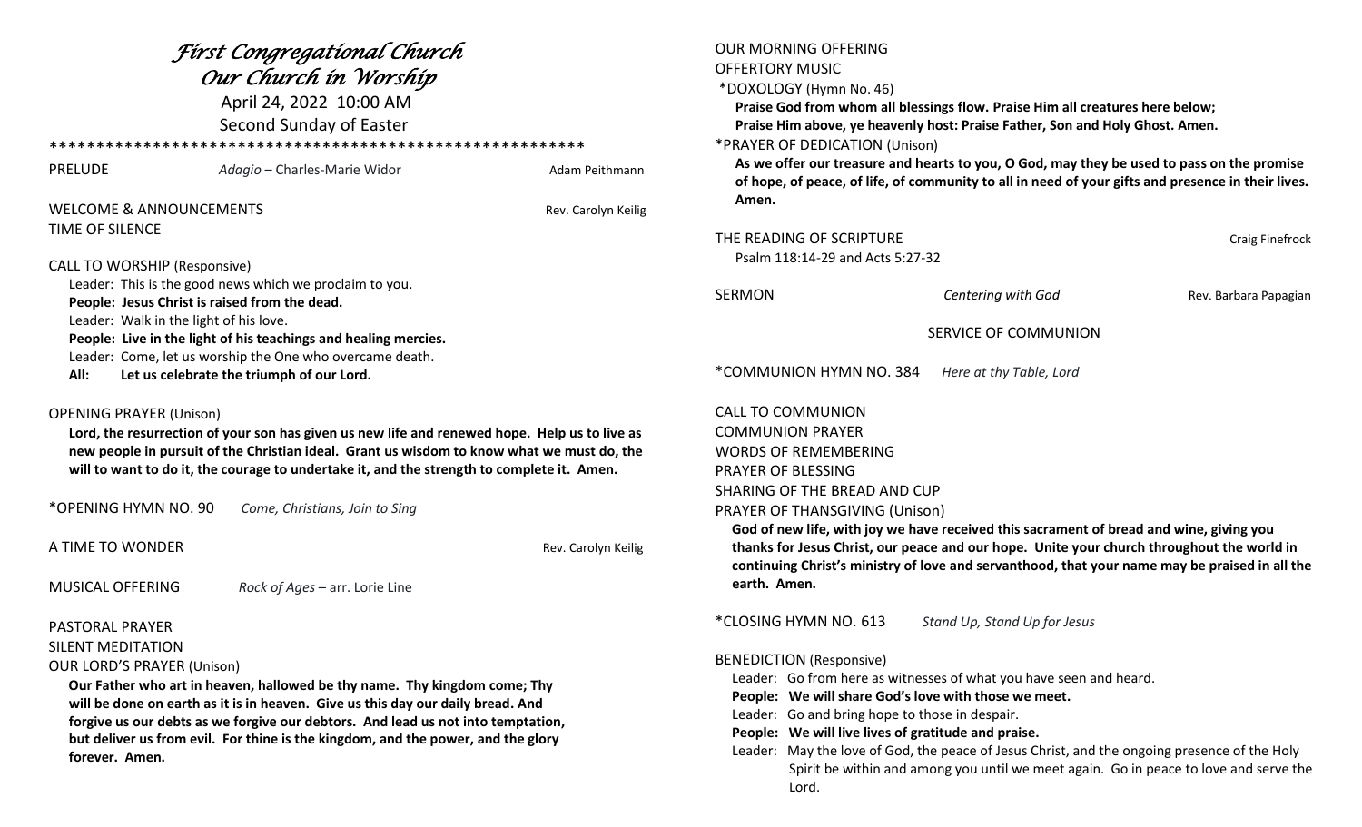# *First Congregational Church*
# *Our Church in Worship*

April 24, 2022 10:00 AM
Second Sunday of Easter

\*\*\*\*\*\*\*\*\*\*\*\*\*\*\*\*\*\*\*\*\*\*\*\*\*\*\*\*\*\*\*\*\*\*\*\*\*\*\*\*\*\*\*\*\*\*\*\*\*\*\*\*\*\*\*\*\*

PRELUDE *Adagio* – Charles-Marie Widor Adam Peithmann

WELCOME & ANNOUNCEMENTS Rev. Carolyn Keilig

TIME OF SILENCE

CALL TO WORSHIP (Responsive)

Leader: This is the good news which we proclaim to you.
**People: Jesus Christ is raised from the dead.**
Leader: Walk in the light of his love.
**People: Live in the light of his teachings and healing mercies.**
Leader: Come, let us worship the One who overcame death.
**All: Let us celebrate the triumph of our Lord.**

OPENING PRAYER (Unison)

**Lord, the resurrection of your son has given us new life and renewed hope. Help us to live as new people in pursuit of the Christian ideal. Grant us wisdom to know what we must do, the will to want to do it, the courage to undertake it, and the strength to complete it. Amen.**

\*OPENING HYMN NO. 90 *Come, Christians, Join to Sing*

A TIME TO WONDER Rev. Carolyn Keilig

MUSICAL OFFERING *Rock of Ages* – arr. Lorie Line

PASTORAL PRAYER

SILENT MEDITATION

OUR LORD'S PRAYER (Unison)

**Our Father who art in heaven, hallowed be thy name. Thy kingdom come; Thy will be done on earth as it is in heaven. Give us this day our daily bread. And forgive us our debts as we forgive our debtors. And lead us not into temptation, but deliver us from evil. For thine is the kingdom, and the power, and the glory forever. Amen.**

OUR MORNING OFFERING

OFFERTORY MUSIC

\*DOXOLOGY (Hymn No. 46)

**Praise God from whom all blessings flow. Praise Him all creatures here below; Praise Him above, ye heavenly host: Praise Father, Son and Holy Ghost. Amen.**

\*PRAYER OF DEDICATION (Unison)

**As we offer our treasure and hearts to you, O God, may they be used to pass on the promise of hope, of peace, of life, of community to all in need of your gifts and presence in their lives. Amen.**

THE READING OF SCRIPTURE Craig Finefrock

Psalm 118:14-29 and Acts 5:27-32

SERMON *Centering with God* Rev. Barbara Papagian

## SERVICE OF COMMUNION

\*COMMUNION HYMN NO. 384 *Here at thy Table, Lord*

CALL TO COMMUNION

COMMUNION PRAYER

WORDS OF REMEMBERING

PRAYER OF BLESSING

SHARING OF THE BREAD AND CUP

PRAYER OF THANSGIVING (Unison)

**God of new life, with joy we have received this sacrament of bread and wine, giving you thanks for Jesus Christ, our peace and our hope. Unite your church throughout the world in continuing Christ's ministry of love and servanthood, that your name may be praised in all the earth. Amen.**

\*CLOSING HYMN NO. 613 *Stand Up, Stand Up for Jesus*

BENEDICTION (Responsive)

Leader: Go from here as witnesses of what you have seen and heard.
**People: We will share God's love with those we meet.**
Leader: Go and bring hope to those in despair.
**People: We will live lives of gratitude and praise.**
Leader: May the love of God, the peace of Jesus Christ, and the ongoing presence of the Holy Spirit be within and among you until we meet again. Go in peace to love and serve the Lord.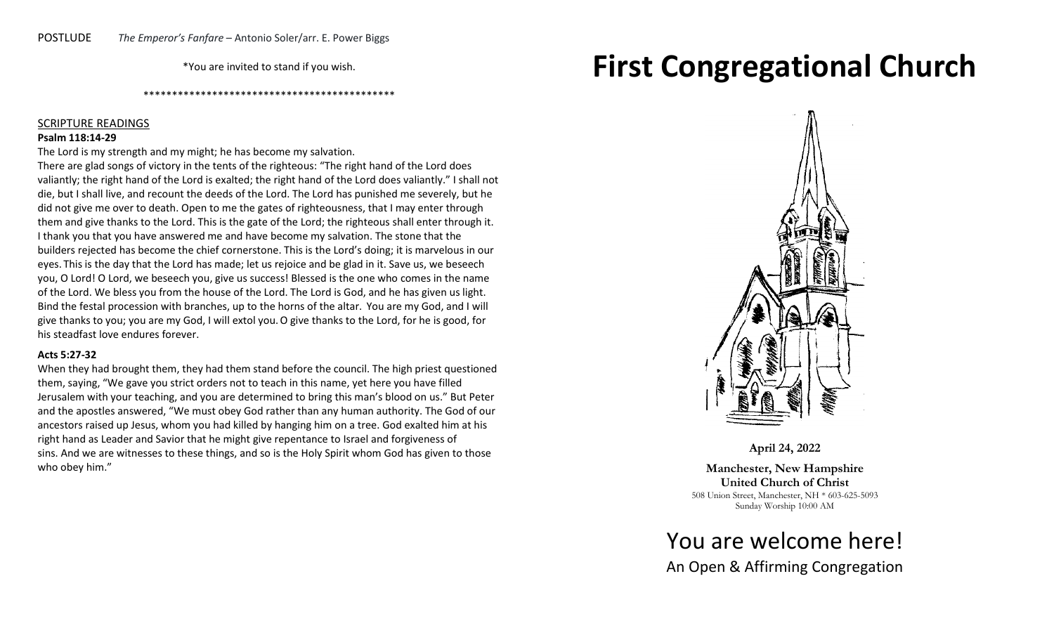POSTLUDE *The Emperor's Fanfare* – Antonio Soler/arr. E. Power Biggs

*You are invited to stand if you wish.

*********************************************

## SCRIPTURE READINGS

**Psalm 118:14-29**

The Lord is my strength and my might; he has become my salvation.
There are glad songs of victory in the tents of the righteous: "The right hand of the Lord does valiantly; the right hand of the Lord is exalted; the right hand of the Lord does valiantly." I shall not die, but I shall live, and recount the deeds of the Lord. The Lord has punished me severely, but he did not give me over to death. Open to me the gates of righteousness, that I may enter through them and give thanks to the Lord. This is the gate of the Lord; the righteous shall enter through it. I thank you that you have answered me and have become my salvation. The stone that the builders rejected has become the chief cornerstone. This is the Lord's doing; it is marvelous in our eyes. This is the day that the Lord has made; let us rejoice and be glad in it. Save us, we beseech you, O Lord! O Lord, we beseech you, give us success! Blessed is the one who comes in the name of the Lord. We bless you from the house of the Lord. The Lord is God, and he has given us light. Bind the festal procession with branches, up to the horns of the altar. You are my God, and I will give thanks to you; you are my God, I will extol you. O give thanks to the Lord, for he is good, for his steadfast love endures forever.

**Acts 5:27-32**

When they had brought them, they had them stand before the council. The high priest questioned them, saying, "We gave you strict orders not to teach in this name, yet here you have filled Jerusalem with your teaching, and you are determined to bring this man's blood on us." But Peter and the apostles answered, "We must obey God rather than any human authority. The God of our ancestors raised up Jesus, whom you had killed by hanging him on a tree. God exalted him at his right hand as Leader and Savior that he might give repentance to Israel and forgiveness of sins. And we are witnesses to these things, and so is the Holy Spirit whom God has given to those who obey him."

# First Congregational Church

**April 24, 2022**

**Manchester, New Hampshire**
**United Church of Christ**
508 Union Street, Manchester, NH * 603-625-5093
Sunday Worship 10:00 AM

## You are welcome here!

An Open & Affirming Congregation